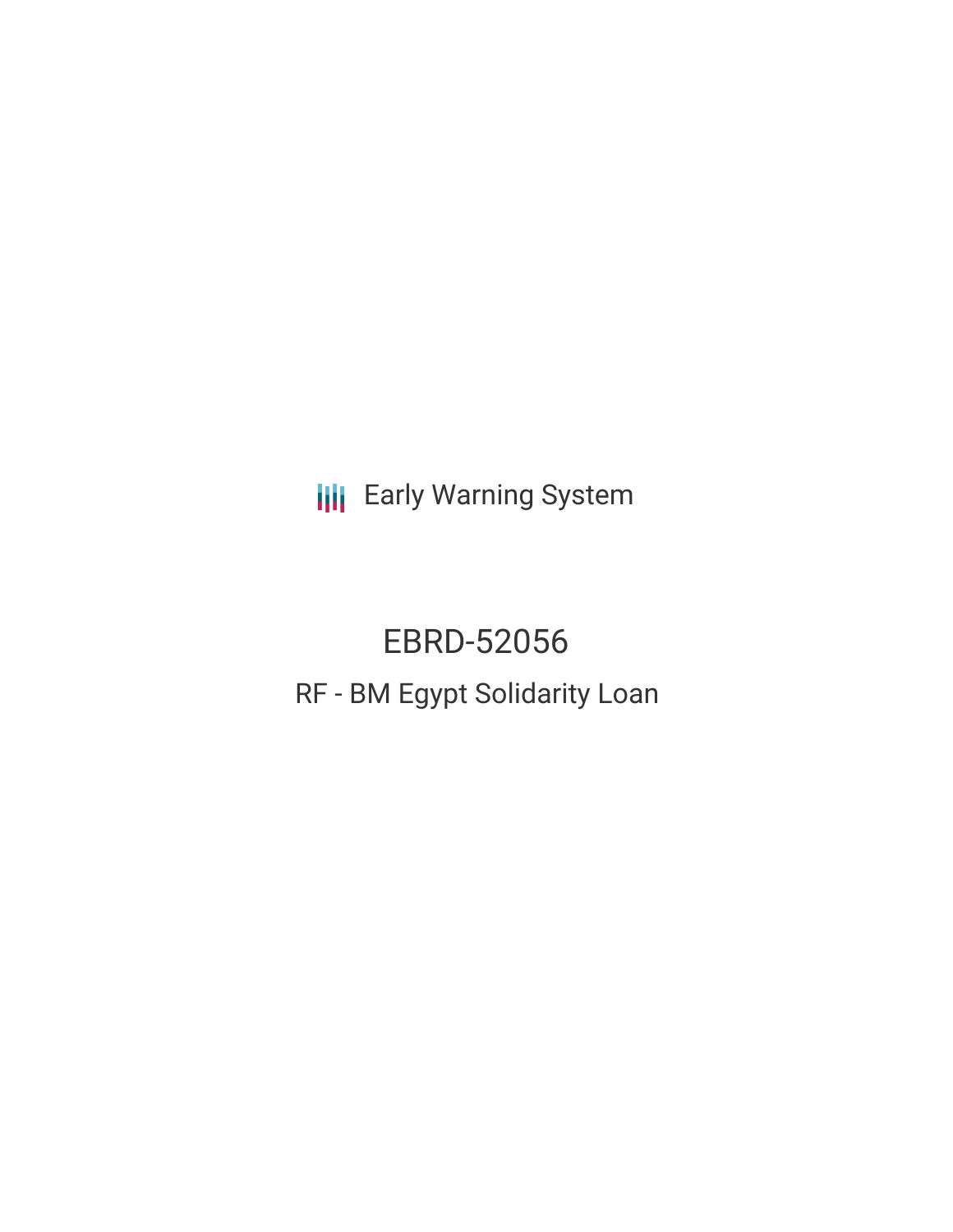Early Warning System

# EBRD-52056

## RF - BM Egypt Solidarity Loan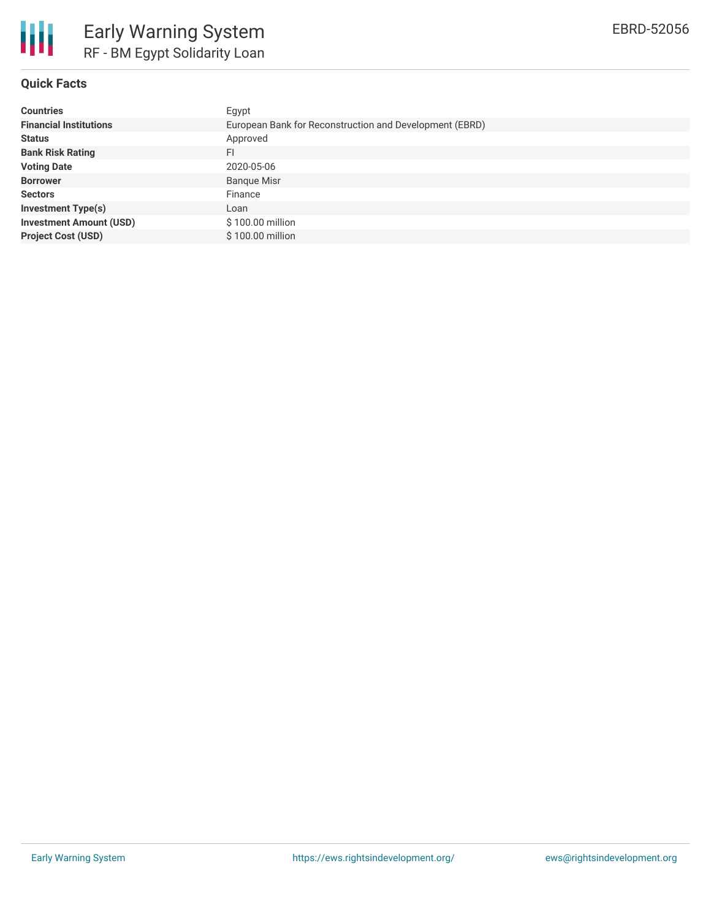# Early Warning System

## RF - BM Egypt Solidarity Loan

EBRD-52056

### Quick Facts

| | |
|---|---|
| **Countries** | Egypt |
| **Financial Institutions** | European Bank for Reconstruction and Development (EBRD) |
| **Status** | Approved |
| **Bank Risk Rating** | FI |
| **Voting Date** | 2020-05-06 |
| **Borrower** | Banque Misr |
| **Sectors** | Finance |
| **Investment Type(s)** | Loan |
| **Investment Amount (USD)** | $ 100.00 million |
| **Project Cost (USD)** | $ 100.00 million |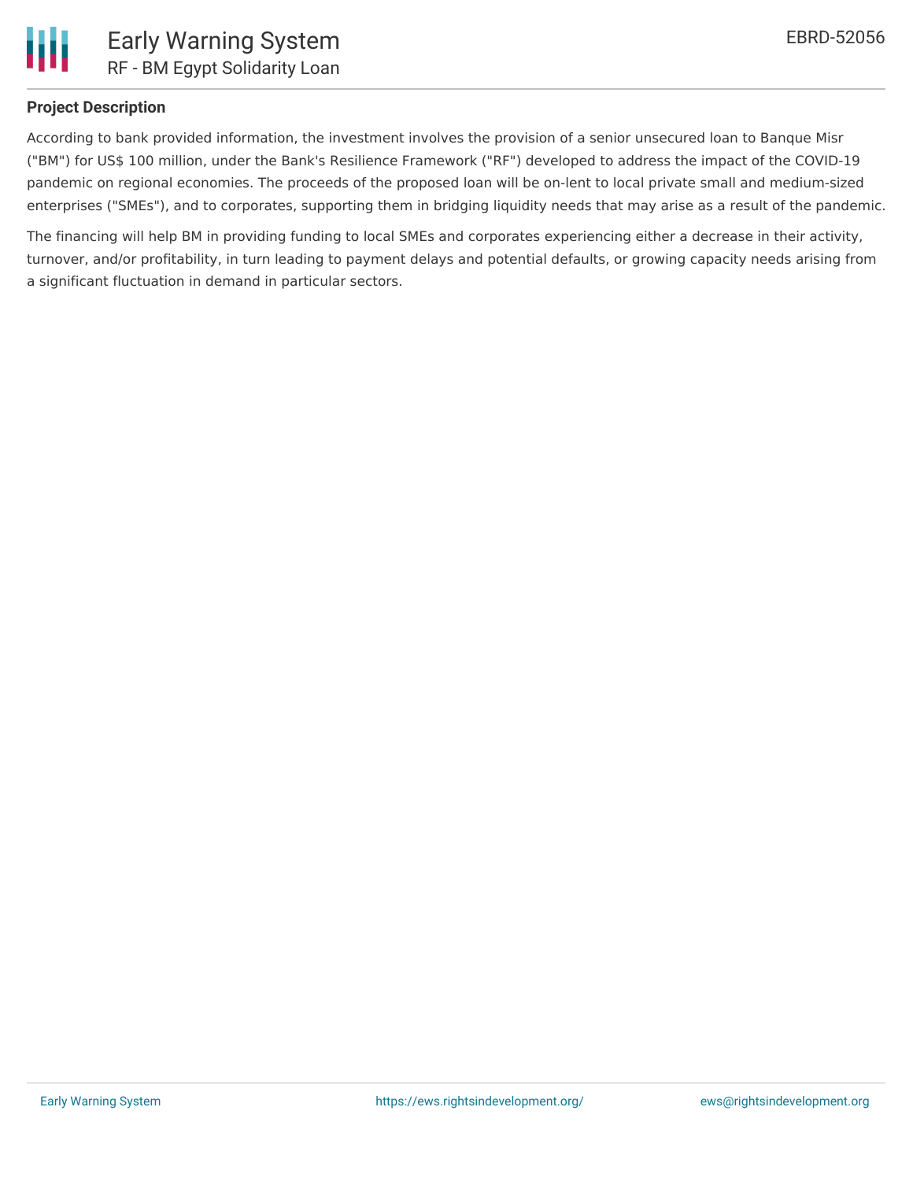### Project Description

According to bank provided information, the investment involves the provision of a senior unsecured loan to Banque Misr ("BM") for US$ 100 million, under the Bank's Resilience Framework ("RF") developed to address the impact of the COVID-19 pandemic on regional economies. The proceeds of the proposed loan will be on-lent to local private small and medium-sized enterprises ("SMEs"), and to corporates, supporting them in bridging liquidity needs that may arise as a result of the pandemic.

The financing will help BM in providing funding to local SMEs and corporates experiencing either a decrease in their activity, turnover, and/or profitability, in turn leading to payment delays and potential defaults, or growing capacity needs arising from a significant fluctuation in demand in particular sectors.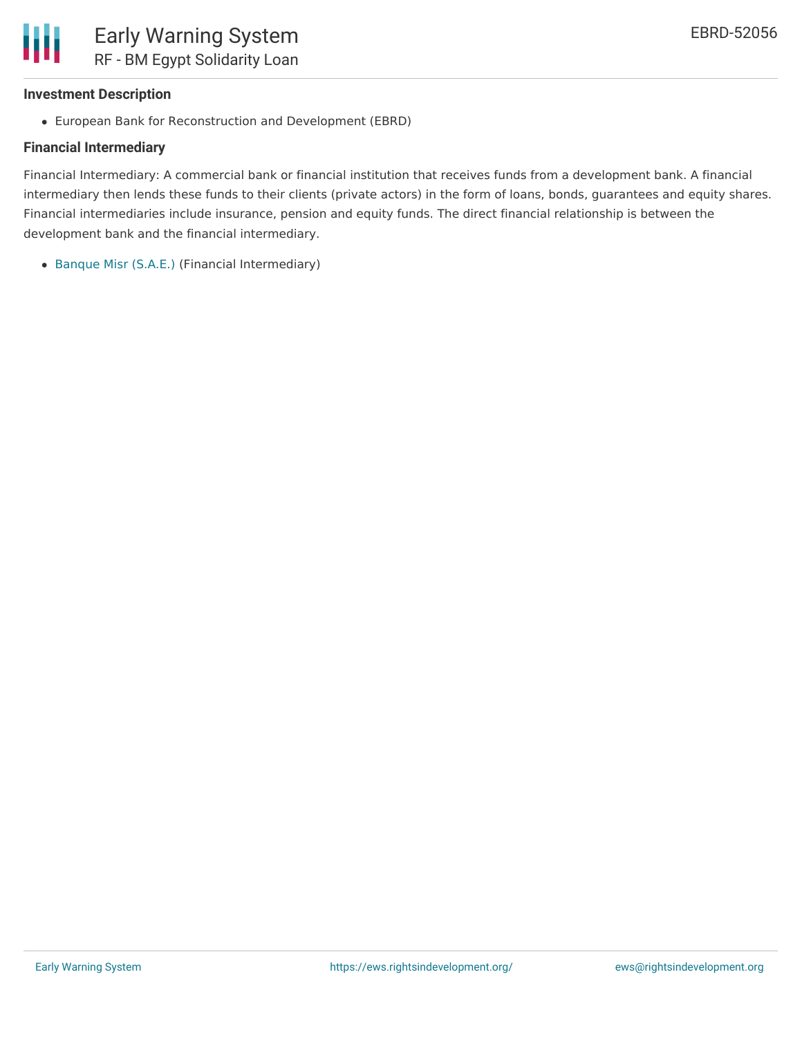### Investment Description

- European Bank for Reconstruction and Development (EBRD)

### Financial Intermediary

Financial Intermediary: A commercial bank or financial institution that receives funds from a development bank. A financial intermediary then lends these funds to their clients (private actors) in the form of loans, bonds, guarantees and equity shares. Financial intermediaries include insurance, pension and equity funds. The direct financial relationship is between the development bank and the financial intermediary.

- Banque Misr (S.A.E.) (Financial Intermediary)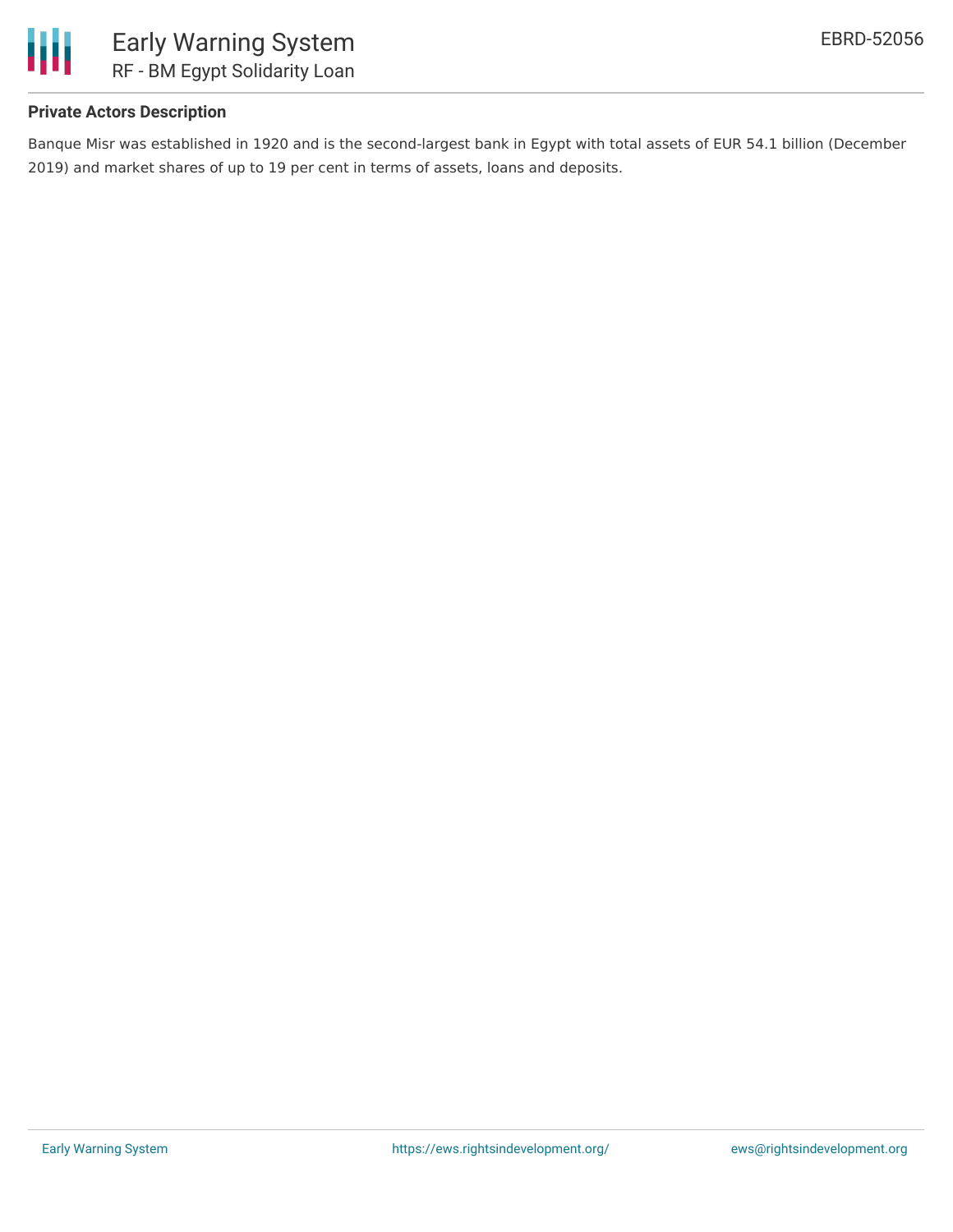#### Private Actors Description

Banque Misr was established in 1920 and is the second-largest bank in Egypt with total assets of EUR 54.1 billion (December 2019) and market shares of up to 19 per cent in terms of assets, loans and deposits.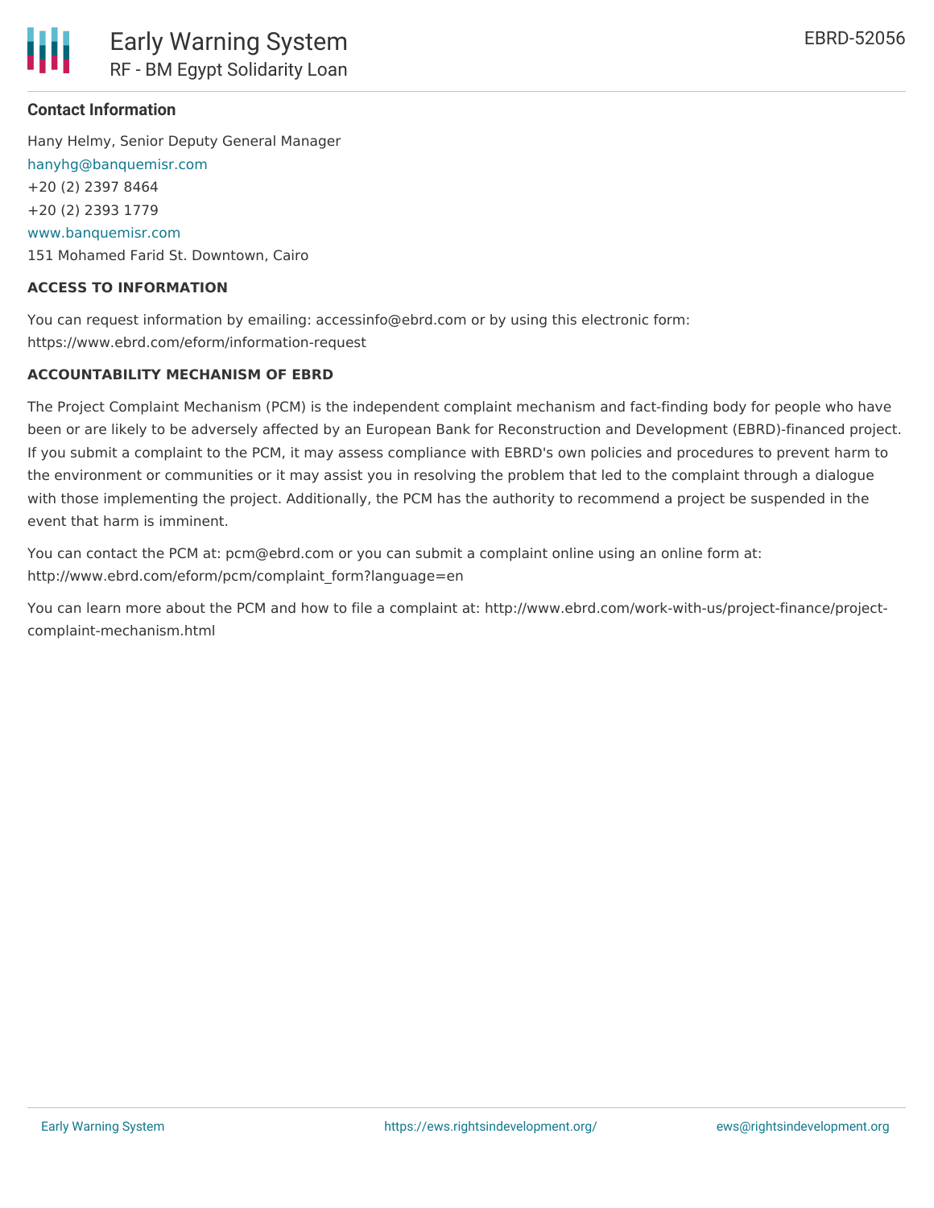**Contact Information**

Hany Helmy, Senior Deputy General Manager
hanyhg@banquemisr.com
+20 (2) 2397 8464
+20 (2) 2393 1779
www.banquemisr.com
151 Mohamed Farid St. Downtown, Cairo

**ACCESS TO INFORMATION**

You can request information by emailing: accessinfo@ebrd.com or by using this electronic form: https://www.ebrd.com/eform/information-request

**ACCOUNTABILITY MECHANISM OF EBRD**

The Project Complaint Mechanism (PCM) is the independent complaint mechanism and fact-finding body for people who have been or are likely to be adversely affected by an European Bank for Reconstruction and Development (EBRD)-financed project. If you submit a complaint to the PCM, it may assess compliance with EBRD's own policies and procedures to prevent harm to the environment or communities or it may assist you in resolving the problem that led to the complaint through a dialogue with those implementing the project. Additionally, the PCM has the authority to recommend a project be suspended in the event that harm is imminent.

You can contact the PCM at: pcm@ebrd.com or you can submit a complaint online using an online form at: http://www.ebrd.com/eform/pcm/complaint_form?language=en

You can learn more about the PCM and how to file a complaint at: http://www.ebrd.com/work-with-us/project-finance/project-complaint-mechanism.html